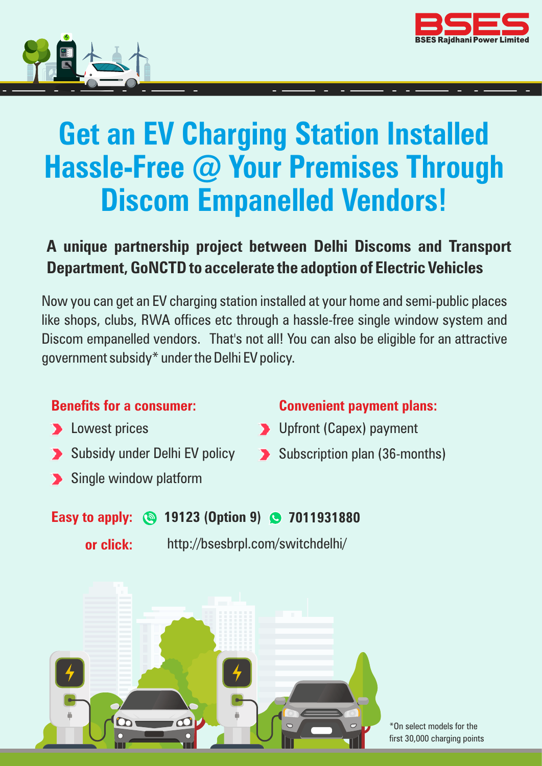BSES Rajdhani Power Limited

# Get an EV Charging Station Installed Hassle-Free @ Your Premises Through Discom Empanelled Vendors!

**A unique partnership project between Delhi Discoms and Transport Department, GoNCTD to accelerate the adoption of Electric Vehicles**

Now you can get an EV charging station installed at your home and semi-public places like shops, clubs, RWA offices etc through a hassle-free single window system and Discom empanelled vendors. That's not all! You can also be eligible for an attractive government subsidy* under the Delhi EV policy.

**Benefits for a consumer:**

- Lowest prices
- Subsidy under Delhi EV policy
- Single window platform

**Convenient payment plans:**

- Upfront (Capex) payment
- Subscription plan (36-months)

**Easy to apply:** **19123 (Option 9)** **7011931880**

**or click:** http://bsesbrpl.com/switchdelhi/

*On select models for the first 30,000 charging points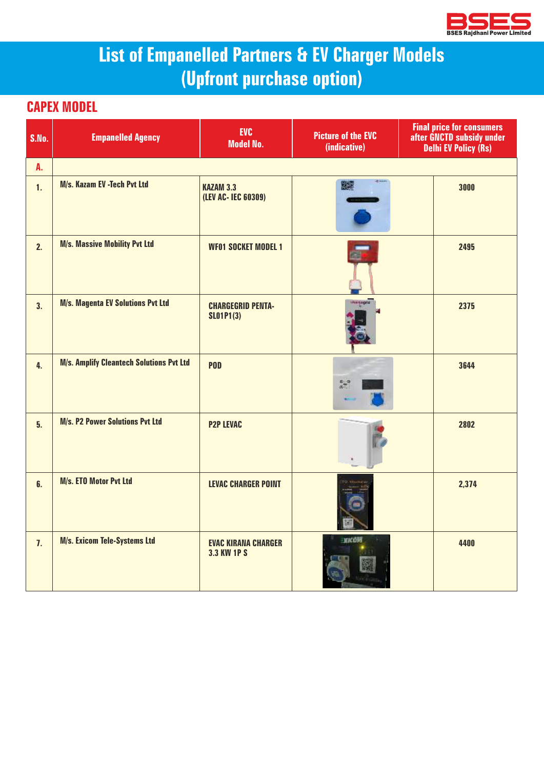# List of Empanelled Partners & EV Charger Models (Upfront purchase option)

## CAPEX MODEL

| S.No. | Empanelled Agency | EVC Model No. | Picture of the EVC (indicative) | Final price for consumers after GNCTD subsidy under Delhi EV Policy (Rs) |
|---|---|---|---|---|
| A. | | | | |
| 1. | M/s. Kazam EV -Tech Pvt Ltd | KAZAM 3.3 (LEV AC- IEC 60309) | | 3000 |
| 2. | M/s. Massive Mobility Pvt Ltd | WF01 SOCKET MODEL 1 | | 2495 |
| 3. | M/s. Magenta EV Solutions Pvt Ltd | CHARGEGRID PENTA-SL01P1(3) | | 2375 |
| 4. | M/s. Amplify Cleantech Solutions Pvt Ltd | POD | | 3644 |
| 5. | M/s. P2 Power Solutions Pvt Ltd | P2P LEVAC | | 2802 |
| 6. | M/s. ETO Motor Pvt Ltd | LEVAC CHARGER POINT | | 2,374 |
| 7. | M/s. Exicom Tele-Systems Ltd | EVAC KIRANA CHARGER 3.3 KW 1P S | | 4400 |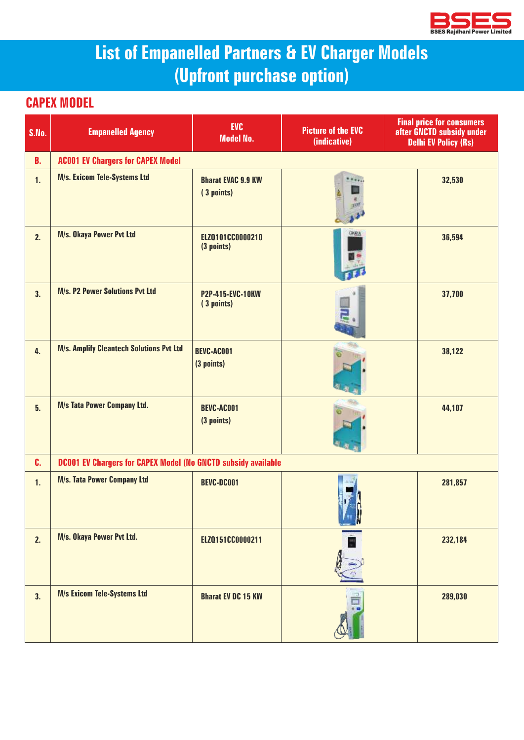# List of Empanelled Partners & EV Charger Models (Upfront purchase option)

## CAPEX MODEL

| S.No. | Empanelled Agency | EVC Model No. | Picture of the EVC (indicative) | Final price for consumers after GNCTD subsidy under Delhi EV Policy (Rs) |
|---|---|---|---|---|
| B. | AC001 EV Chargers for CAPEX Model | | | |
| 1. | M/s. Exicom Tele-Systems Ltd | Bharat EVAC 9.9 KW ( 3 points) | | 32,530 |
| 2. | M/s. Okaya Power Pvt Ltd | ELZQ101CC0000210 (3 points) | | 36,594 |
| 3. | M/s. P2 Power Solutions Pvt Ltd | P2P-415-EVC-10KW ( 3 points) | | 37,700 |
| 4. | M/s. Amplify Cleantech Solutions Pvt Ltd | BEVC-AC001 (3 points) | | 38,122 |
| 5. | M/s Tata Power Company Ltd. | BEVC-AC001 (3 points) | | 44,107 |
| C. | DC001 EV Chargers for CAPEX Model (No GNCTD subsidy available | | | |
| 1. | M/s. Tata Power Company Ltd | BEVC-DC001 | | 281,857 |
| 2. | M/s. Okaya Power Pvt Ltd. | ELZQ151CC0000211 | | 232,184 |
| 3. | M/s Exicom Tele-Systems Ltd | Bharat EV DC 15 KW | | 289,030 |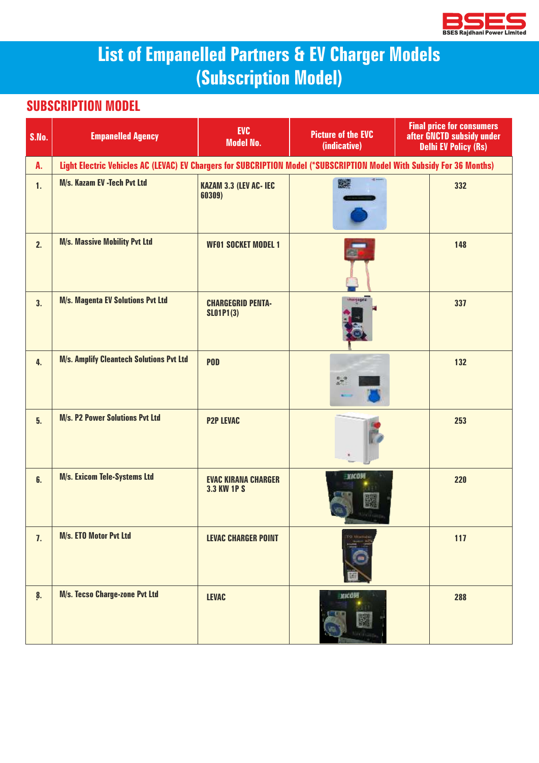# List of Empanelled Partners & EV Charger Models (Subscription Model)

## SUBSCRIPTION MODEL

| S.No. | Empanelled Agency | EVC Model No. | Picture of the EVC (indicative) | Final price for consumers after GNCTD subsidy under Delhi EV Policy (Rs) |
|---|---|---|---|---|
| A. | Light Electric Vehicles AC (LEVAC) EV Chargers for SUBCRIPTION Model (*SUBSCRIPTION Model With Subsidy For 36 Months) | | | |
| 1. | M/s. Kazam EV -Tech Pvt Ltd | KAZAM 3.3 (LEV AC- IEC 60309) | | 332 |
| 2. | M/s. Massive Mobility Pvt Ltd | WF01 SOCKET MODEL 1 | | 148 |
| 3. | M/s. Magenta EV Solutions Pvt Ltd | CHARGEGRID PENTA-SL01P1(3) | | 337 |
| 4. | M/s. Amplify Cleantech Solutions Pvt Ltd | POD | | 132 |
| 5. | M/s. P2 Power Solutions Pvt Ltd | P2P LEVAC | | 253 |
| 6. | M/s. Exicom Tele-Systems Ltd | EVAC KIRANA CHARGER 3.3 KW 1P S | | 220 |
| 7. | M/s. ETO Motor Pvt Ltd | LEVAC CHARGER POINT | | 117 |
| 8. | M/s. Tecso Charge-zone Pvt Ltd | LEVAC | | 288 |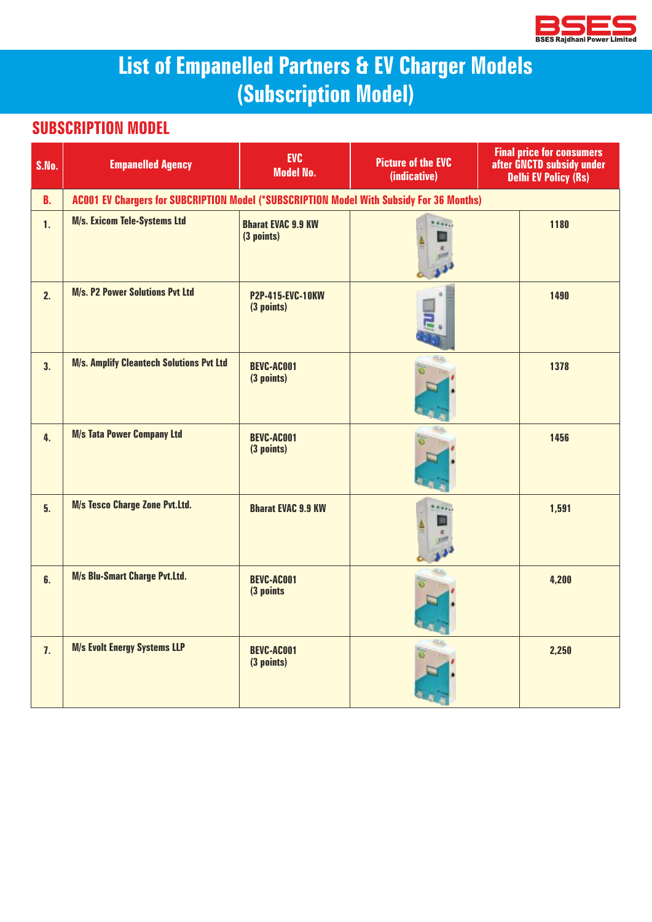# List of Empanelled Partners & EV Charger Models (Subscription Model)

## SUBSCRIPTION MODEL

| S.No. | Empanelled Agency | EVC Model No. | Picture of the EVC (indicative) | Final price for consumers after GNCTD subsidy under Delhi EV Policy (Rs) |
|---|---|---|---|---|
| B. | AC001 EV Chargers for SUBCRIPTION Model (*SUBSCRIPTION Model With Subsidy For 36 Months) | | | |
| 1. | M/s. Exicom Tele-Systems Ltd | Bharat EVAC 9.9 KW (3 points) | | 1180 |
| 2. | M/s. P2 Power Solutions Pvt Ltd | P2P-415-EVC-10KW (3 points) | | 1490 |
| 3. | M/s. Amplify Cleantech Solutions Pvt Ltd | BEVC-AC001 (3 points) | | 1378 |
| 4. | M/s Tata Power Company Ltd | BEVC-AC001 (3 points) | | 1456 |
| 5. | M/s Tesco Charge Zone Pvt.Ltd. | Bharat EVAC 9.9 KW | | 1,591 |
| 6. | M/s Blu-Smart Charge Pvt.Ltd. | BEVC-AC001 (3 points | | 4,200 |
| 7. | M/s Evolt Energy Systems LLP | BEVC-AC001 (3 points) | | 2,250 |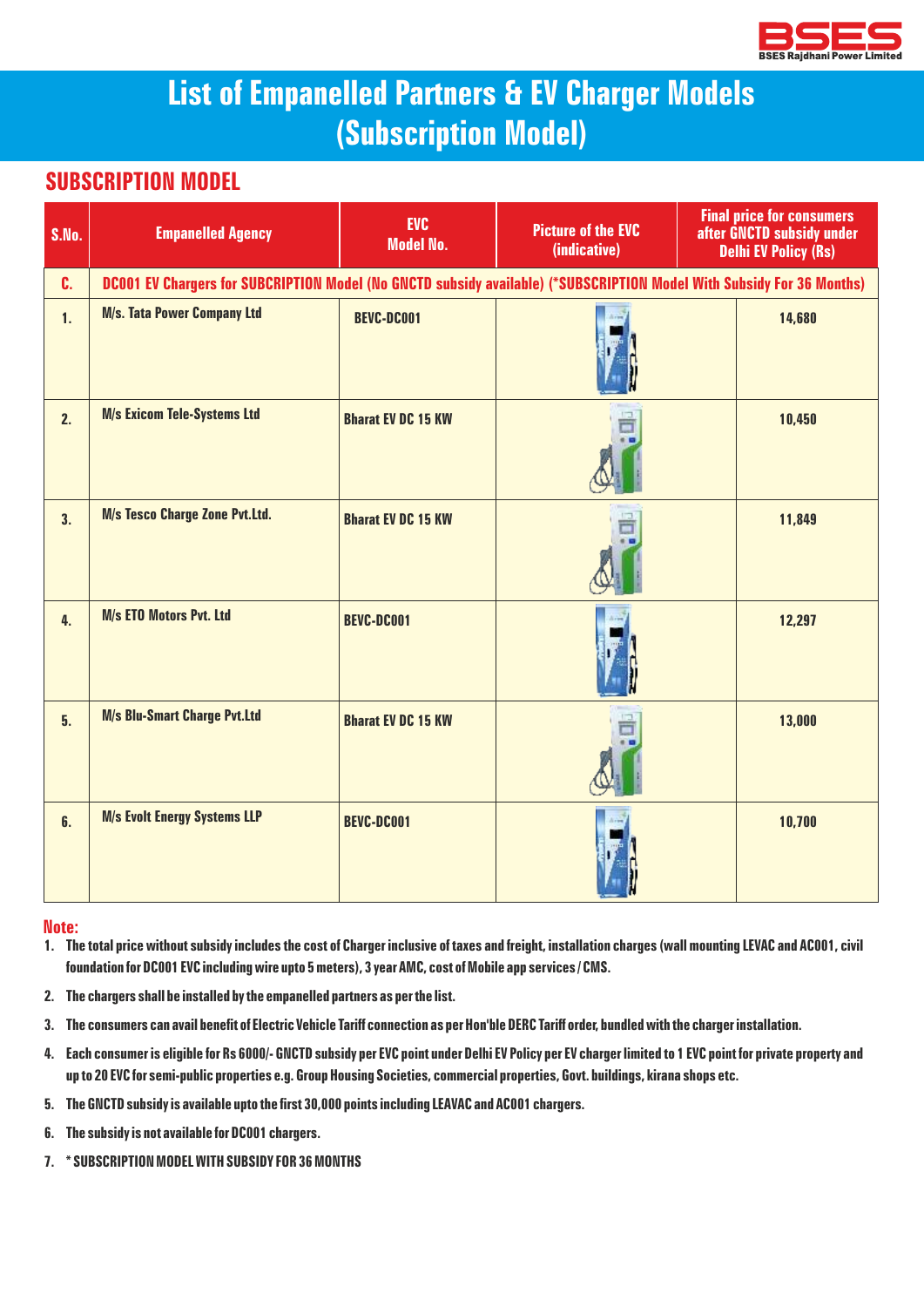# List of Empanelled Partners & EV Charger Models (Subscription Model)

## SUBSCRIPTION MODEL

| S.No. | Empanelled Agency | EVC Model No. | Picture of the EVC (indicative) | Final price for consumers after GNCTD subsidy under Delhi EV Policy (Rs) |
|---|---|---|---|---|
| C. | DC001 EV Chargers for SUBCRIPTION Model (No GNCTD subsidy available) (*SUBSCRIPTION Model With Subsidy For 36 Months) | | | |
| 1. | M/s. Tata Power Company Ltd | BEVC-DC001 | | 14,680 |
| 2. | M/s Exicom Tele-Systems Ltd | Bharat EV DC 15 KW | | 10,450 |
| 3. | M/s Tesco Charge Zone Pvt.Ltd. | Bharat EV DC 15 KW | | 11,849 |
| 4. | M/s ETO Motors Pvt. Ltd | BEVC-DC001 | | 12,297 |
| 5. | M/s Blu-Smart Charge Pvt.Ltd | Bharat EV DC 15 KW | | 13,000 |
| 6. | M/s Evolt Energy Systems LLP | BEVC-DC001 | | 10,700 |

**Note:**

1. The total price without subsidy includes the cost of Charger inclusive of taxes and freight, installation charges (wall mounting LEVAC and AC001, civil foundation for DC001 EVC including wire upto 5 meters), 3 year AMC, cost of Mobile app services / CMS.
2. The chargers shall be installed by the empanelled partners as per the list.
3. The consumers can avail benefit of Electric Vehicle Tariff connection as per Hon'ble DERC Tariff order, bundled with the charger installation.
4. Each consumer is eligible for Rs 6000/- GNCTD subsidy per EVC point under Delhi EV Policy per EV charger limited to 1 EVC point for private property and up to 20 EVC for semi-public properties e.g. Group Housing Societies, commercial properties, Govt. buildings, kirana shops etc.
5. The GNCTD subsidy is available upto the first 30,000 points including LEAVAC and AC001 chargers.
6. The subsidy is not available for DC001 chargers.
7. * SUBSCRIPTION MODEL WITH SUBSIDY FOR 36 MONTHS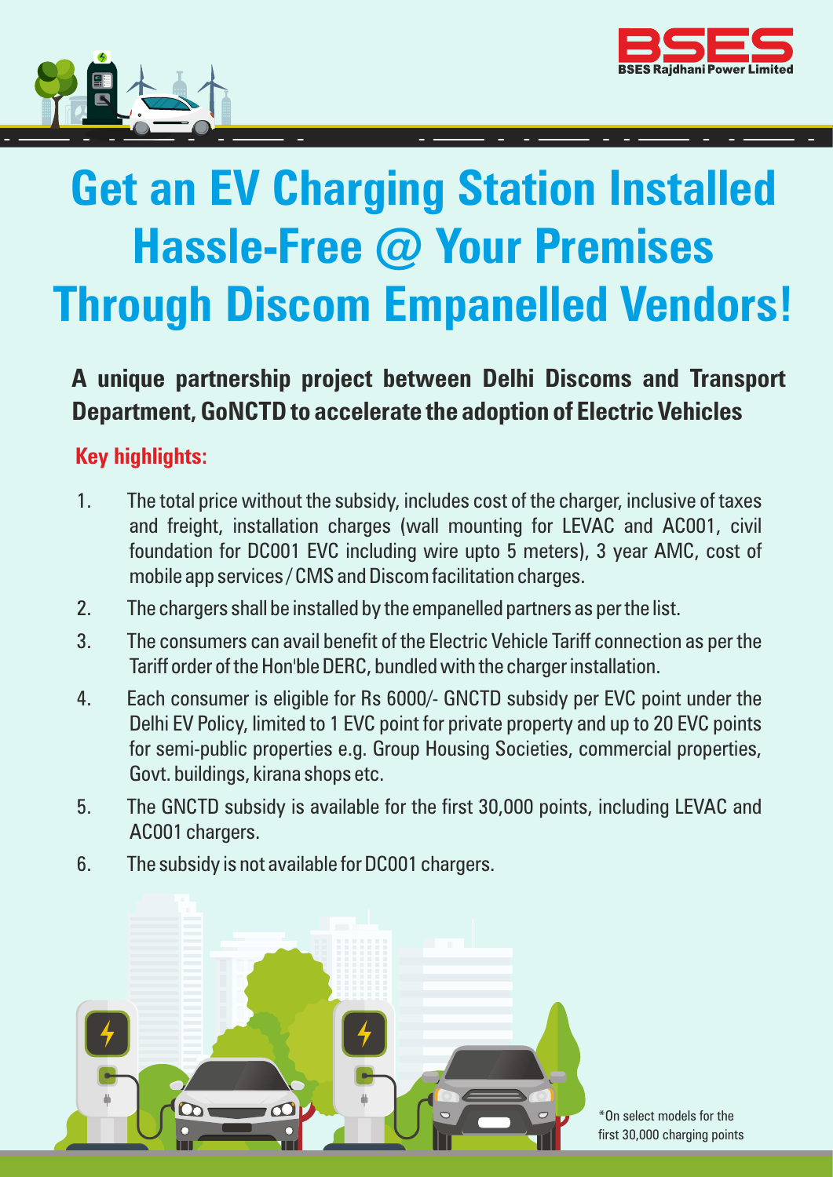BSES

BSES Rajdhani Power Limited

# Get an EV Charging Station Installed Hassle-Free @ Your Premises Through Discom Empanelled Vendors!

**A unique partnership project between Delhi Discoms and Transport Department, GoNCTD to accelerate the adoption of Electric Vehicles**

## Key highlights:

1. The total price without the subsidy, includes cost of the charger, inclusive of taxes and freight, installation charges (wall mounting for LEVAC and AC001, civil foundation for DC001 EVC including wire upto 5 meters), 3 year AMC, cost of mobile app services / CMS and Discom facilitation charges.
2. The chargers shall be installed by the empanelled partners as per the list.
3. The consumers can avail benefit of the Electric Vehicle Tariff connection as per the Tariff order of the Hon'ble DERC, bundled with the charger installation.
4. Each consumer is eligible for Rs 6000/- GNCTD subsidy per EVC point under the Delhi EV Policy, limited to 1 EVC point for private property and up to 20 EVC points for semi-public properties e.g. Group Housing Societies, commercial properties, Govt. buildings, kirana shops etc.
5. The GNCTD subsidy is available for the first 30,000 points, including LEVAC and AC001 chargers.
6. The subsidy is not available for DC001 chargers.

*On select models for the first 30,000 charging points